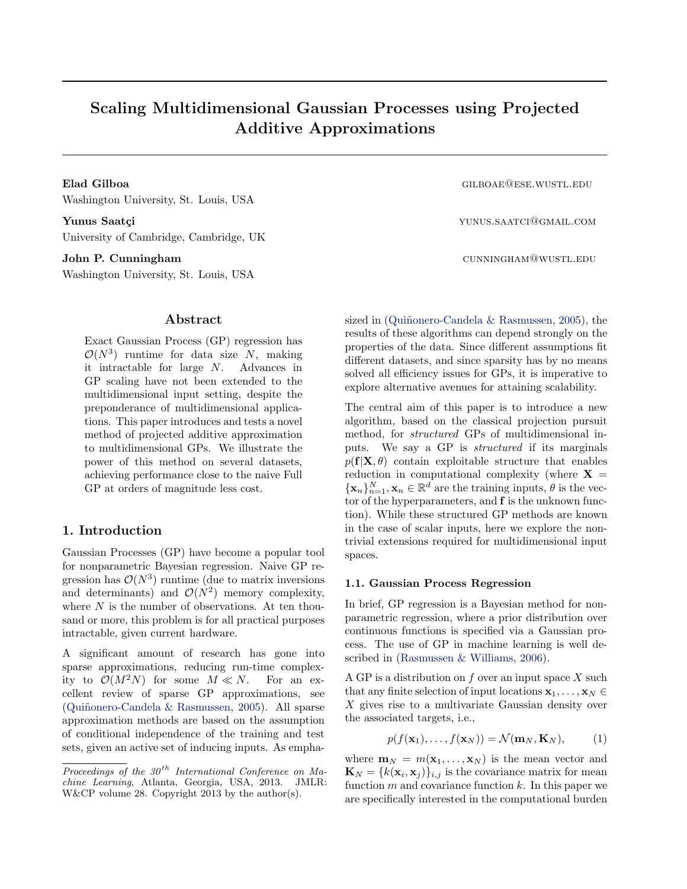# Scaling Multidimensional Gaussian Processes using Projected Additive Approximations

**Elad Gilboa** GILBOAE@ESE.WUSTL.EDU
Washington University, St. Louis, USA

**Yunus Saatçi** YUNUS.SAATCI@GMAIL.COM
University of Cambridge, Cambridge, UK

**John P. Cunningham** CUNNINGHAM@WUSTL.EDU
Washington University, St. Louis, USA

## Abstract

Exact Gaussian Process (GP) regression has $\mathcal{O}(N^3)$ runtime for data size $N$, making it intractable for large $N$. Advances in GP scaling have not been extended to the multidimensional input setting, despite the preponderance of multidimensional applications. This paper introduces and tests a novel method of projected additive approximation to multidimensional GPs. We illustrate the power of this method on several datasets, achieving performance close to the naive Full GP at orders of magnitude less cost.

## 1. Introduction

Gaussian Processes (GP) have become a popular tool for nonparametric Bayesian regression. Naive GP regression has $\mathcal{O}(N^3)$ runtime (due to matrix inversions and determinants) and $\mathcal{O}(N^2)$ memory complexity, where $N$ is the number of observations. At ten thousand or more, this problem is for all practical purposes intractable, given current hardware.

A significant amount of research has gone into sparse approximations, reducing run-time complexity to $\mathcal{O}(M^2N)$ for some $M \ll N$. For an excellent review of sparse GP approximations, see (Quiñonero-Candela & Rasmussen, 2005). All sparse approximation methods are based on the assumption of conditional independence of the training and test sets, given an active set of inducing inputs. As emphasized in (Quiñonero-Candela & Rasmussen, 2005), the results of these algorithms can depend strongly on the properties of the data. Since different assumptions fit different datasets, and since sparsity has by no means solved all efficiency issues for GPs, it is imperative to explore alternative avenues for attaining scalability.

The central aim of this paper is to introduce a new algorithm, based on the classical projection pursuit method, for *structured* GPs of multidimensional inputs. We say a GP is *structured* if its marginals $p(\mathbf{f}|\mathbf{X}, \theta)$ contain exploitable structure that enables reduction in computational complexity (where $\mathbf{X} = \{\mathbf{x}_n\}_{n=1}^N, \mathbf{x}_n \in \mathbb{R}^d$ are the training inputs, $\theta$ is the vector of the hyperparameters, and $\mathbf{f}$ is the unknown function). While these structured GP methods are known in the case of scalar inputs, here we explore the nontrivial extensions required for multidimensional input spaces.

### 1.1. Gaussian Process Regression

In brief, GP regression is a Bayesian method for nonparametric regression, where a prior distribution over continuous functions is specified via a Gaussian process. The use of GP in machine learning is well described in (Rasmussen & Williams, 2006).

A GP is a distribution on $f$ over an input space $X$ such that any finite selection of input locations $\mathbf{x}_1, \ldots, \mathbf{x}_N \in X$ gives rise to a multivariate Gaussian density over the associated targets, i.e.,

$$p(f(\mathbf{x}_1), \ldots, f(\mathbf{x}_N)) = \mathcal{N}(\mathbf{m}_N, \mathbf{K}_N), \tag{1}$$

where $\mathbf{m}_N = m(\mathbf{x}_1, \ldots, \mathbf{x}_N)$ is the mean vector and $\mathbf{K}_N = \{k(\mathbf{x}_i, \mathbf{x}_j)\}_{i,j}$ is the covariance matrix for mean function $m$ and covariance function $k$. In this paper we are specifically interested in the computational burden

*Proceedings of the 30th International Conference on Machine Learning*, Atlanta, Georgia, USA, 2013. JMLR: W&CP volume 28. Copyright 2013 by the author(s).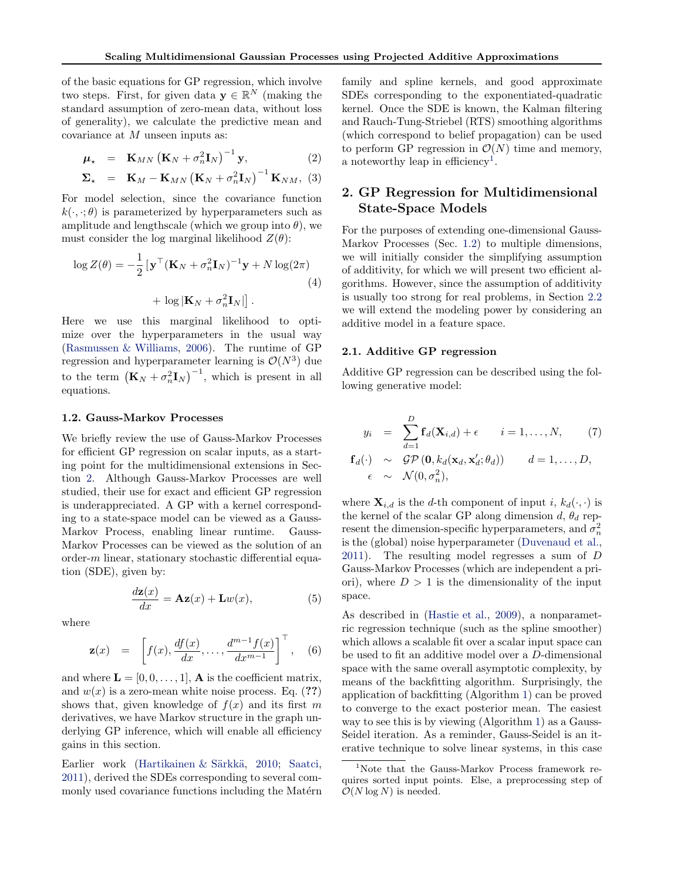of the basic equations for GP regression, which involve two steps. First, for given data $\mathbf{y} \in \mathbb{R}^N$ (making the standard assumption of zero-mean data, without loss of generality), we calculate the predictive mean and covariance at $M$ unseen inputs as:

$$\boldsymbol{\mu}_\star = \mathbf{K}_{MN}\left(\mathbf{K}_N + \sigma_n^2\mathbf{I}_N\right)^{-1}\mathbf{y}, \tag{2}$$

$$\boldsymbol{\Sigma}_\star = \mathbf{K}_M - \mathbf{K}_{MN}\left(\mathbf{K}_N + \sigma_n^2\mathbf{I}_N\right)^{-1}\mathbf{K}_{NM}, \tag{3}$$

For model selection, since the covariance function $k(\cdot,\cdot;\theta)$ is parameterized by hyperparameters such as amplitude and lengthscale (which we group into $\theta$), we must consider the log marginal likelihood $Z(\theta)$:

$$\log Z(\theta) = -\frac{1}{2}\left[\mathbf{y}^\top(\mathbf{K}_N + \sigma_n^2\mathbf{I}_N)^{-1}\mathbf{y} + N\log(2\pi) + \log|\mathbf{K}_N + \sigma_n^2\mathbf{I}_N|\right]. \tag{4}$$

Here we use this marginal likelihood to optimize over the hyperparameters in the usual way (Rasmussen & Williams, 2006). The runtime of GP regression and hyperparameter learning is $\mathcal{O}(N^3)$ due to the term $\left(\mathbf{K}_N + \sigma_n^2\mathbf{I}_N\right)^{-1}$, which is present in all equations.

### 1.2. Gauss-Markov Processes

We briefly review the use of Gauss-Markov Processes for efficient GP regression on scalar inputs, as a starting point for the multidimensional extensions in Section 2. Although Gauss-Markov Processes are well studied, their use for exact and efficient GP regression is underappreciated. A GP with a kernel corresponding to a state-space model can be viewed as a Gauss-Markov Process, enabling linear runtime. Gauss-Markov Processes can be viewed as the solution of an order-$m$ linear, stationary stochastic differential equation (SDE), given by:

$$\frac{d\mathbf{z}(x)}{dx} = \mathbf{A}\mathbf{z}(x) + \mathbf{L}w(x), \tag{5}$$

where

$$\mathbf{z}(x) = \left[f(x), \frac{df(x)}{dx}, \ldots, \frac{d^{m-1}f(x)}{dx^{m-1}}\right]^\top, \tag{6}$$

and where $\mathbf{L} = [0, 0, \ldots, 1]$, $\mathbf{A}$ is the coefficient matrix, and $w(x)$ is a zero-mean white noise process. Eq. (??) shows that, given knowledge of $f(x)$ and its first $m$ derivatives, we have Markov structure in the graph underlying GP inference, which will enable all efficiency gains in this section.

Earlier work (Hartikainen & Särkkä, 2010; Saatci, 2011), derived the SDEs corresponding to several commonly used covariance functions including the Matérn family and spline kernels, and good approximate SDEs corresponding to the exponentiated-quadratic kernel. Once the SDE is known, the Kalman filtering and Rauch-Tung-Striebel (RTS) smoothing algorithms (which correspond to belief propagation) can be used to perform GP regression in $\mathcal{O}(N)$ time and memory, a noteworthy leap in efficiency[1].

## 2. GP Regression for Multidimensional State-Space Models

For the purposes of extending one-dimensional Gauss-Markov Processes (Sec. 1.2) to multiple dimensions, we will initially consider the simplifying assumption of additivity, for which we will present two efficient algorithms. However, since the assumption of additivity is usually too strong for real problems, in Section 2.2 we will extend the modeling power by considering an additive model in a feature space.

### 2.1. Additive GP regression

Additive GP regression can be described using the following generative model:

$$\begin{aligned}
y_i &= \sum_{d=1}^{D}\mathbf{f}_d(\mathbf{X}_{i,d}) + \epsilon \qquad i = 1,\ldots,N, \\
\mathbf{f}_d(\cdot) &\sim \mathcal{GP}\left(\mathbf{0}, k_d(\mathbf{x}_d, \mathbf{x}'_d; \theta_d)\right) \qquad d = 1,\ldots,D, \\
\epsilon &\sim \mathcal{N}(0, \sigma_n^2),
\end{aligned} \tag{7}$$

where $\mathbf{X}_{i,d}$ is the $d$-th component of input $i$, $k_d(\cdot,\cdot)$ is the kernel of the scalar GP along dimension $d$, $\theta_d$ represent the dimension-specific hyperparameters, and $\sigma_n^2$ is the (global) noise hyperparameter (Duvenaud et al., 2011). The resulting model regresses a sum of $D$ Gauss-Markov Processes (which are independent a priori), where $D > 1$ is the dimensionality of the input space.

As described in (Hastie et al., 2009), a nonparametric regression technique (such as the spline smoother) which allows a scalable fit over a scalar input space can be used to fit an additive model over a $D$-dimensional space with the same overall asymptotic complexity, by means of the backfitting algorithm. Surprisingly, the application of backfitting (Algorithm 1) can be proved to converge to the exact posterior mean. The easiest way to see this is by viewing (Algorithm 1) as a Gauss-Seidel iteration. As a reminder, Gauss-Seidel is an iterative technique to solve linear systems, in this case

[1] Note that the Gauss-Markov Process framework requires sorted input points. Else, a preprocessing step of $\mathcal{O}(N \log N)$ is needed.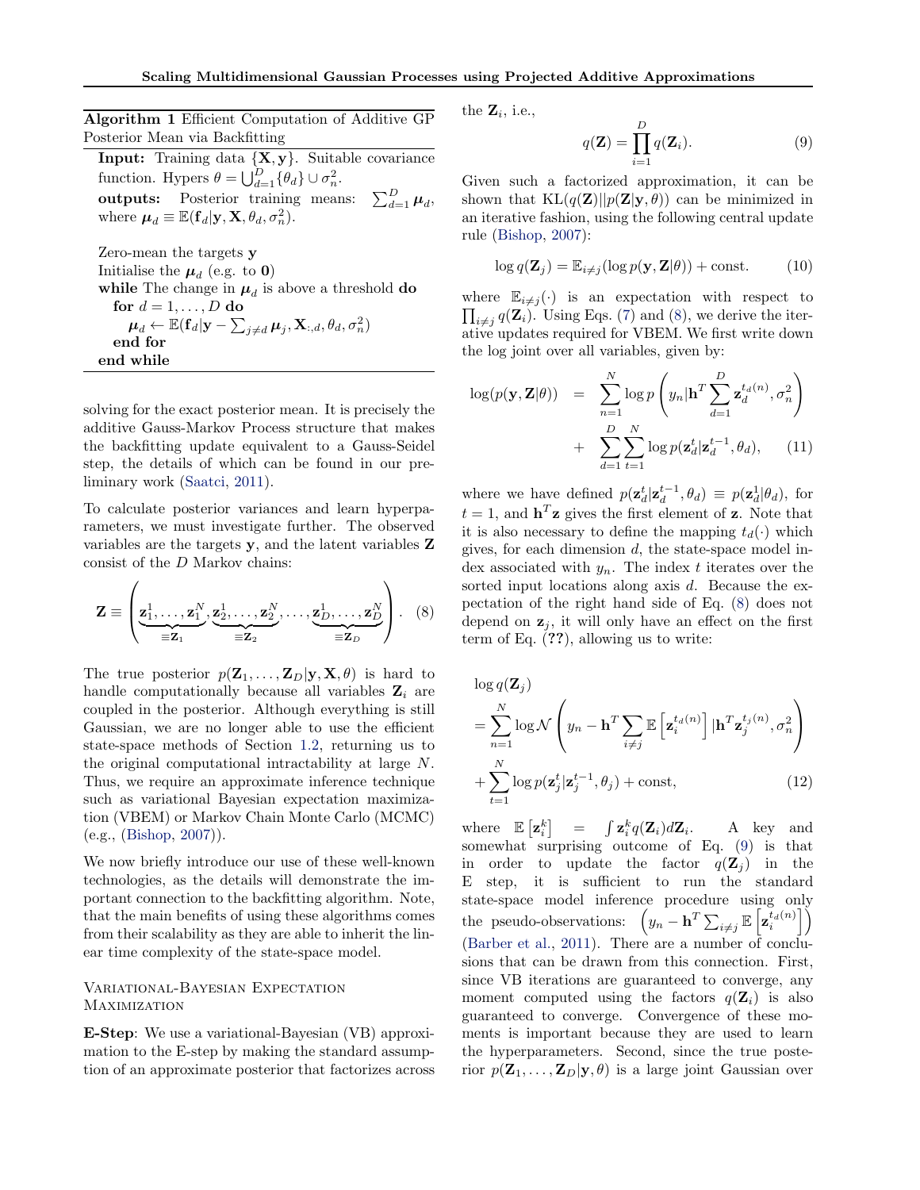**Algorithm 1** Efficient Computation of Additive GP Posterior Mean via Backfitting

```
Input: Training data {X, y}. Suitable covariance function. Hypers θ = ⋃_{d=1}^D {θ_d} ∪ σ_n^2.
outputs: Posterior training means: Σ_{d=1}^D μ_d, where μ_d ≡ E(f_d | y, X, θ_d, σ_n^2).

Zero-mean the targets y
Initialise the μ_d (e.g. to 0)
while The change in μ_d is above a threshold do
  for d = 1, ..., D do
    μ_d ← E(f_d | y − Σ_{j≠d} μ_j, X_{:,d}, θ_d, σ_n^2)
  end for
end while
```

solving for the exact posterior mean. It is precisely the additive Gauss-Markov Process structure that makes the backfitting update equivalent to a Gauss-Seidel step, the details of which can be found in our preliminary work (Saatci, 2011).

To calculate posterior variances and learn hyperparameters, we must investigate further. The observed variables are the targets $\mathbf{y}$, and the latent variables $\mathbf{Z}$ consist of the $D$ Markov chains:

$$\mathbf{Z} \equiv \left( \underbrace{\mathbf{z}_1^1, \ldots, \mathbf{z}_1^N}_{\equiv \mathbf{Z}_1}, \underbrace{\mathbf{z}_2^1, \ldots, \mathbf{z}_2^N}_{\equiv \mathbf{Z}_2}, \ldots, \underbrace{\mathbf{z}_D^1, \ldots, \mathbf{z}_D^N}_{\equiv \mathbf{Z}_D} \right). \quad (8)$$

The true posterior $p(\mathbf{Z}_1, \ldots, \mathbf{Z}_D | \mathbf{y}, \mathbf{X}, \theta)$ is hard to handle computationally because all variables $\mathbf{Z}_i$ are coupled in the posterior. Although everything is still Gaussian, we are no longer able to use the efficient state-space methods of Section 1.2, returning us to the original computational intractability at large $N$. Thus, we require an approximate inference technique such as variational Bayesian expectation maximization (VBEM) or Markov Chain Monte Carlo (MCMC) (e.g., (Bishop, 2007)).

We now briefly introduce our use of these well-known technologies, as the details will demonstrate the important connection to the backfitting algorithm. Note, that the main benefits of using these algorithms comes from their scalability as they are able to inherit the linear time complexity of the state-space model.

### Variational-Bayesian Expectation Maximization

**E-Step**: We use a variational-Bayesian (VB) approximation to the E-step by making the standard assumption of an approximate posterior that factorizes across the $\mathbf{Z}_i$, i.e.,

$$q(\mathbf{Z}) = \prod_{i=1}^{D} q(\mathbf{Z}_i). \quad (9)$$

Given such a factorized approximation, it can be shown that $\mathrm{KL}(q(\mathbf{Z}) || p(\mathbf{Z}|\mathbf{y}, \theta))$ can be minimized in an iterative fashion, using the following central update rule (Bishop, 2007):

$$\log q(\mathbf{Z}_j) = \mathbb{E}_{i \neq j}(\log p(\mathbf{y}, \mathbf{Z}|\theta)) + \text{const.} \quad (10)$$

where $\mathbb{E}_{i \neq j}(\cdot)$ is an expectation with respect to $\prod_{i \neq j} q(\mathbf{Z}_i)$. Using Eqs. (7) and (8), we derive the iterative updates required for VBEM. We first write down the log joint over all variables, given by:

$$\begin{aligned} \log(p(\mathbf{y}, \mathbf{Z}|\theta)) &= \sum_{n=1}^{N} \log p\left(y_n | \mathbf{h}^T \sum_{d=1}^{D} \mathbf{z}_d^{t_d(n)}, \sigma_n^2\right) \\ &+ \sum_{d=1}^{D} \sum_{t=1}^{N} \log p(\mathbf{z}_d^t | \mathbf{z}_d^{t-1}, \theta_d), \end{aligned} \quad (11)$$

where we have defined $p(\mathbf{z}_d^t | \mathbf{z}_d^{t-1}, \theta_d) \equiv p(\mathbf{z}_d^1 | \theta_d)$, for $t = 1$, and $\mathbf{h}^T \mathbf{z}$ gives the first element of $\mathbf{z}$. Note that it is also necessary to define the mapping $t_d(\cdot)$ which gives, for each dimension $d$, the state-space model index associated with $y_n$. The index $t$ iterates over the sorted input locations along axis $d$. Because the expectation of the right hand side of Eq. (8) does not depend on $\mathbf{z}_j$, it will only have an effect on the first term of Eq. (**??**), allowing us to write:

$$\begin{aligned} &\log q(\mathbf{Z}_j) \\ &= \sum_{n=1}^{N} \log \mathcal{N}\left(y_n - \mathbf{h}^T \sum_{i \neq j} \mathbb{E}\left[\mathbf{z}_i^{t_d(n)}\right] | \mathbf{h}^T \mathbf{z}_j^{t_j(n)}, \sigma_n^2\right) \\ &+ \sum_{t=1}^{N} \log p(\mathbf{z}_j^t | \mathbf{z}_j^{t-1}, \theta_j) + \text{const}, \end{aligned} \quad (12)$$

where $\mathbb{E}\left[\mathbf{z}_i^k\right] = \int \mathbf{z}_i^k q(\mathbf{Z}_i) d\mathbf{Z}_i$. A key and somewhat surprising outcome of Eq. (9) is that in order to update the factor $q(\mathbf{Z}_j)$ in the E step, it is sufficient to run the standard state-space model inference procedure using only the pseudo-observations: $\left(y_n - \mathbf{h}^T \sum_{i \neq j} \mathbb{E}\left[\mathbf{z}_i^{t_d(n)}\right]\right)$ (Barber et al., 2011). There are a number of conclusions that can be drawn from this connection. First, since VB iterations are guaranteed to converge, any moment computed using the factors $q(\mathbf{Z}_i)$ is also guaranteed to converge. Convergence of these moments is important because they are used to learn the hyperparameters. Second, since the true posterior $p(\mathbf{Z}_1, \ldots, \mathbf{Z}_D | \mathbf{y}, \theta)$ is a large joint Gaussian over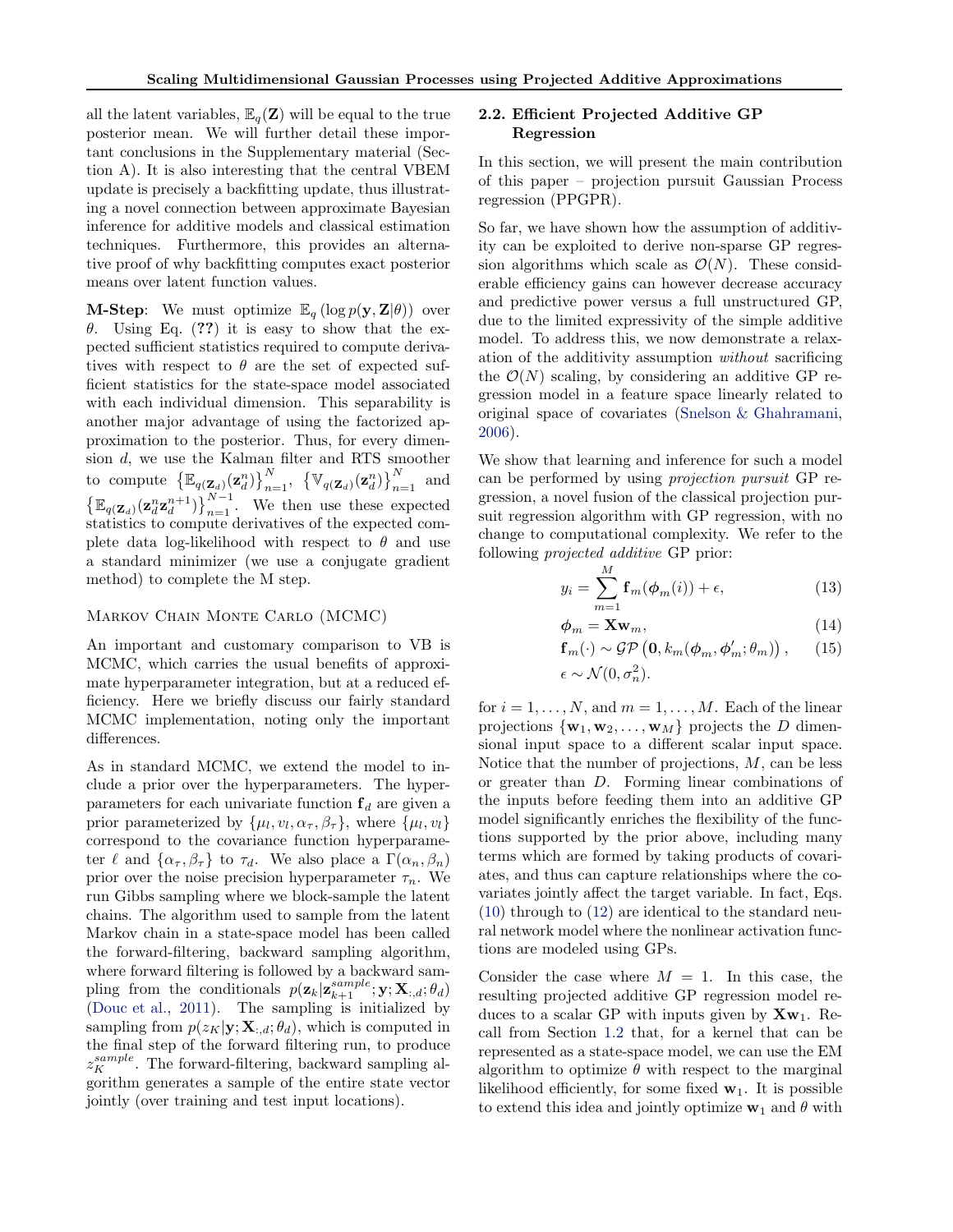all the latent variables, $\mathbb{E}_q(\mathbf{Z})$ will be equal to the true posterior mean. We will further detail these important conclusions in the Supplementary material (Section A). It is also interesting that the central VBEM update is precisely a backfitting update, thus illustrating a novel connection between approximate Bayesian inference for additive models and classical estimation techniques. Furthermore, this provides an alternative proof of why backfitting computes exact posterior means over latent function values.

**M-Step**: We must optimize $\mathbb{E}_q(\log p(\mathbf{y}, \mathbf{Z}|\theta))$ over $\theta$. Using Eq. (**??**) it is easy to show that the expected sufficient statistics required to compute derivatives with respect to $\theta$ are the set of expected sufficient statistics for the state-space model associated with each individual dimension. This separability is another major advantage of using the factorized approximation to the posterior. Thus, for every dimension $d$, we use the Kalman filter and RTS smoother to compute $\left\{\mathbb{E}_{q(\mathbf{Z}_d)}(\mathbf{z}_d^n)\right\}_{n=1}^N$, $\left\{\mathbb{V}_{q(\mathbf{Z}_d)}(\mathbf{z}_d^n)\right\}_{n=1}^N$ and $\left\{\mathbb{E}_{q(\mathbf{Z}_d)}(\mathbf{z}_d^n\mathbf{z}_d^{n+1})\right\}_{n=1}^{N-1}$. We then use these expected statistics to compute derivatives of the expected complete data log-likelihood with respect to $\theta$ and use a standard minimizer (we use a conjugate gradient method) to complete the M step.

### Markov Chain Monte Carlo (MCMC)

An important and customary comparison to VB is MCMC, which carries the usual benefits of approximate hyperparameter integration, but at a reduced efficiency. Here we briefly discuss our fairly standard MCMC implementation, noting only the important differences.

As in standard MCMC, we extend the model to include a prior over the hyperparameters. The hyperparameters for each univariate function $\mathbf{f}_d$ are given a prior parameterized by $\{\mu_l, v_l, \alpha_\tau, \beta_\tau\}$, where $\{\mu_l, v_l\}$ correspond to the covariance function hyperparameter $\ell$ and $\{\alpha_\tau, \beta_\tau\}$ to $\tau_d$. We also place a $\Gamma(\alpha_n, \beta_n)$ prior over the noise precision hyperparameter $\tau_n$. We run Gibbs sampling where we block-sample the latent chains. The algorithm used to sample from the latent Markov chain in a state-space model has been called the forward-filtering, backward sampling algorithm, where forward filtering is followed by a backward sampling from the conditionals $p(\mathbf{z}_k|\mathbf{z}_{k+1}^{sample}; \mathbf{y}; \mathbf{X}_{:,d}; \theta_d)$ (Douc et al., 2011). The sampling is initialized by sampling from $p(z_K|\mathbf{y}; \mathbf{X}_{:,d}; \theta_d)$, which is computed in the final step of the forward filtering run, to produce $z_K^{sample}$. The forward-filtering, backward sampling algorithm generates a sample of the entire state vector jointly (over training and test input locations).

## 2.2. Efficient Projected Additive GP Regression

In this section, we will present the main contribution of this paper – projection pursuit Gaussian Process regression (PPGPR).

So far, we have shown how the assumption of additivity can be exploited to derive non-sparse GP regression algorithms which scale as $\mathcal{O}(N)$. These considerable efficiency gains can however decrease accuracy and predictive power versus a full unstructured GP, due to the limited expressivity of the simple additive model. To address this, we now demonstrate a relaxation of the additivity assumption *without* sacrificing the $\mathcal{O}(N)$ scaling, by considering an additive GP regression model in a feature space linearly related to original space of covariates (Snelson & Ghahramani, 2006).

We show that learning and inference for such a model can be performed by using *projection pursuit* GP regression, a novel fusion of the classical projection pursuit regression algorithm with GP regression, with no change to computational complexity. We refer to the following *projected additive* GP prior:

$$y_i = \sum_{m=1}^{M} \mathbf{f}_m(\boldsymbol{\phi}_m(i)) + \epsilon, \tag{13}$$

$$\boldsymbol{\phi}_m = \mathbf{X}\mathbf{w}_m, \tag{14}$$

$$\mathbf{f}_m(\cdot) \sim \mathcal{GP}\left(\mathbf{0}, k_m(\boldsymbol{\phi}_m, \boldsymbol{\phi}_m'; \theta_m)\right), \tag{15}$$

$$\epsilon \sim \mathcal{N}(0, \sigma_n^2).$$

for $i = 1, \ldots, N$, and $m = 1, \ldots, M$. Each of the linear projections $\{\mathbf{w}_1, \mathbf{w}_2, \ldots, \mathbf{w}_M\}$ projects the $D$ dimensional input space to a different scalar input space. Notice that the number of projections, $M$, can be less or greater than $D$. Forming linear combinations of the inputs before feeding them into an additive GP model significantly enriches the flexibility of the functions supported by the prior above, including many terms which are formed by taking products of covariates, and thus can capture relationships where the covariates jointly affect the target variable. In fact, Eqs. (10) through to (12) are identical to the standard neural network model where the nonlinear activation functions are modeled using GPs.

Consider the case where $M = 1$. In this case, the resulting projected additive GP regression model reduces to a scalar GP with inputs given by $\mathbf{X}\mathbf{w}_1$. Recall from Section 1.2 that, for a kernel that can be represented as a state-space model, we can use the EM algorithm to optimize $\theta$ with respect to the marginal likelihood efficiently, for some fixed $\mathbf{w}_1$. It is possible to extend this idea and jointly optimize $\mathbf{w}_1$ and $\theta$ with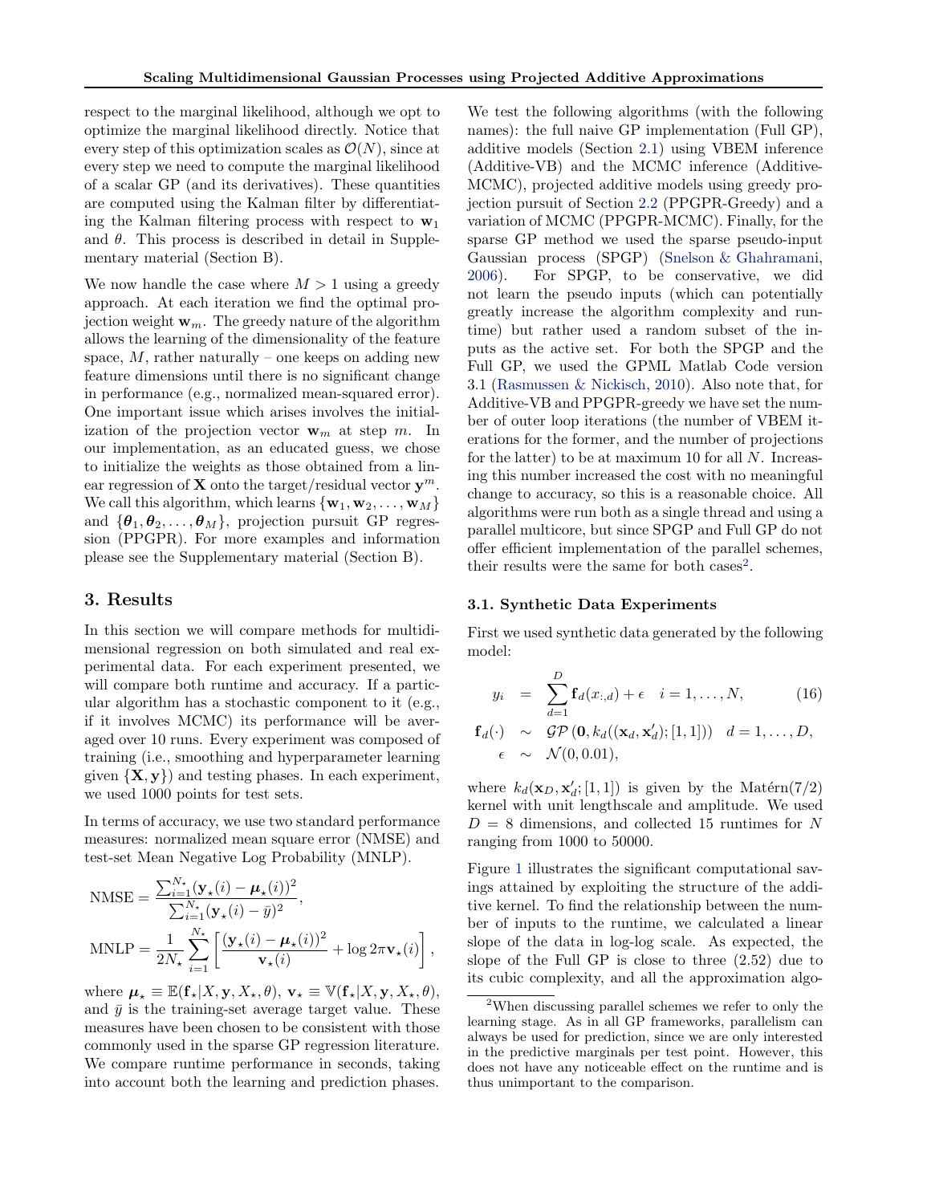respect to the marginal likelihood, although we opt to optimize the marginal likelihood directly. Notice that every step of this optimization scales as $\mathcal{O}(N)$, since at every step we need to compute the marginal likelihood of a scalar GP (and its derivatives). These quantities are computed using the Kalman filter by differentiating the Kalman filtering process with respect to $\mathbf{w}_1$ and $\theta$. This process is described in detail in Supplementary material (Section B).

We now handle the case where $M > 1$ using a greedy approach. At each iteration we find the optimal projection weight $\mathbf{w}_m$. The greedy nature of the algorithm allows the learning of the dimensionality of the feature space, $M$, rather naturally – one keeps on adding new feature dimensions until there is no significant change in performance (e.g., normalized mean-squared error). One important issue which arises involves the initialization of the projection vector $\mathbf{w}_m$ at step $m$. In our implementation, as an educated guess, we chose to initialize the weights as those obtained from a linear regression of $\mathbf{X}$ onto the target/residual vector $\mathbf{y}^m$. We call this algorithm, which learns $\{\mathbf{w}_1, \mathbf{w}_2, \ldots, \mathbf{w}_M\}$ and $\{\boldsymbol{\theta}_1, \boldsymbol{\theta}_2, \ldots, \boldsymbol{\theta}_M\}$, projection pursuit GP regression (PPGPR). For more examples and information please see the Supplementary material (Section B).

## 3. Results

In this section we will compare methods for multidimensional regression on both simulated and real experimental data. For each experiment presented, we will compare both runtime and accuracy. If a particular algorithm has a stochastic component to it (e.g., if it involves MCMC) its performance will be averaged over 10 runs. Every experiment was composed of training (i.e., smoothing and hyperparameter learning given $\{\mathbf{X}, \mathbf{y}\}$) and testing phases. In each experiment, we used 1000 points for test sets.

In terms of accuracy, we use two standard performance measures: normalized mean square error (NMSE) and test-set Mean Negative Log Probability (MNLP).

$$\text{NMSE} = \frac{\sum_{i=1}^{N_\star}(\mathbf{y}_\star(i) - \boldsymbol{\mu}_\star(i))^2}{\sum_{i=1}^{N_\star}(\mathbf{y}_\star(i) - \bar{y})^2},$$

$$\text{MNLP} = \frac{1}{2N_\star}\sum_{i=1}^{N_\star}\left[\frac{(\mathbf{y}_\star(i) - \boldsymbol{\mu}_\star(i))^2}{\mathbf{v}_\star(i)} + \log 2\pi \mathbf{v}_\star(i)\right],$$

where $\boldsymbol{\mu}_\star \equiv \mathbb{E}(\mathbf{f}_\star | X, \mathbf{y}, X_\star, \theta)$, $\mathbf{v}_\star \equiv \mathbb{V}(\mathbf{f}_\star | X, \mathbf{y}, X_\star, \theta)$, and $\bar{y}$ is the training-set average target value. These measures have been chosen to be consistent with those commonly used in the sparse GP regression literature. We compare runtime performance in seconds, taking into account both the learning and prediction phases.

We test the following algorithms (with the following names): the full naive GP implementation (Full GP), additive models (Section 2.1) using VBEM inference (Additive-VB) and the MCMC inference (Additive-MCMC), projected additive models using greedy projection pursuit of Section 2.2 (PPGPR-Greedy) and a variation of MCMC (PPGPR-MCMC). Finally, for the sparse GP method we used the sparse pseudo-input Gaussian process (SPGP) (Snelson & Ghahramani, 2006). For SPGP, to be conservative, we did not learn the pseudo inputs (which can potentially greatly increase the algorithm complexity and runtime) but rather used a random subset of the inputs as the active set. For both the SPGP and the Full GP, we used the GPML Matlab Code version 3.1 (Rasmussen & Nickisch, 2010). Also note that, for Additive-VB and PPGPR-greedy we have set the number of outer loop iterations (the number of VBEM iterations for the former, and the number of projections for the latter) to be at maximum 10 for all $N$. Increasing this number increased the cost with no meaningful change to accuracy, so this is a reasonable choice. All algorithms were run both as a single thread and using a parallel multicore, but since SPGP and Full GP do not offer efficient implementation of the parallel schemes, their results were the same for both cases[2].

### 3.1. Synthetic Data Experiments

First we used synthetic data generated by the following model:

$$\begin{aligned}
y_i &= \sum_{d=1}^{D}\mathbf{f}_d(x_{:,d}) + \epsilon \quad i = 1, \ldots, N, \qquad (16)\\
\mathbf{f}_d(\cdot) &\sim \mathcal{GP}\left(\mathbf{0}, k_d((\mathbf{x}_d, \mathbf{x}'_d); [1,1])\right) \quad d = 1, \ldots, D,\\
\epsilon &\sim \mathcal{N}(0, 0.01),
\end{aligned}$$

where $k_d(\mathbf{x}_D, \mathbf{x}'_d; [1,1])$ is given by the Matérn(7/2) kernel with unit lengthscale and amplitude. We used $D = 8$ dimensions, and collected 15 runtimes for $N$ ranging from 1000 to 50000.

Figure 1 illustrates the significant computational savings attained by exploiting the structure of the additive kernel. To find the relationship between the number of inputs to the runtime, we calculated a linear slope of the data in log-log scale. As expected, the slope of the Full GP is close to three (2.52) due to its cubic complexity, and all the approximation algo-

[2]When discussing parallel schemes we refer to only the learning stage. As in all GP frameworks, parallelism can always be used for prediction, since we are only interested in the predictive marginals per test point. However, this does not have any noticeable effect on the runtime and is thus unimportant to the comparison.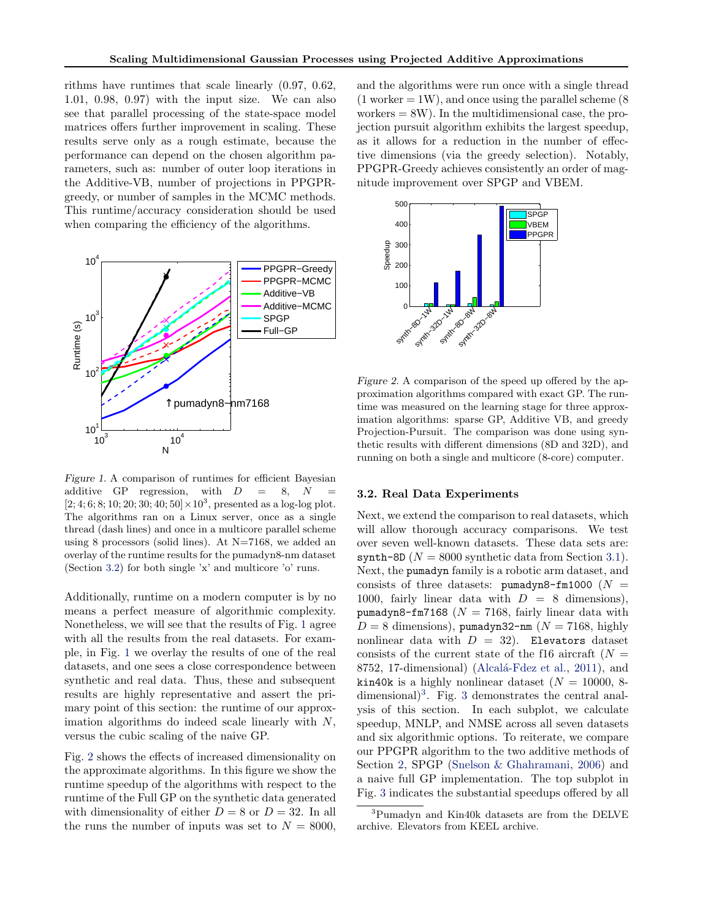rithms have runtimes that scale linearly (0.97, 0.62, 1.01, 0.98, 0.97) with the input size. We can also see that parallel processing of the state-space model matrices offers further improvement in scaling. These results serve only as a rough estimate, because the performance can depend on the chosen algorithm parameters, such as: number of outer loop iterations in the Additive-VB, number of projections in PPGPR-greedy, or number of samples in the MCMC methods. This runtime/accuracy consideration should be used when comparing the efficiency of the algorithms.

*Figure 1.* A comparison of runtimes for efficient Bayesian additive GP regression, with $D = 8$, $N = [2; 4; 6; 8; 10; 20; 30; 40; 50] \times 10^3$, presented as a log-log plot. The algorithms ran on a Linux server, once as a single thread (dash lines) and once in a multicore parallel scheme using 8 processors (solid lines). At N=7168, we added an overlay of the runtime results for the pumadyn8-nm dataset (Section 3.2) for both single 'x' and multicore 'o' runs.

Additionally, runtime on a modern computer is by no means a perfect measure of algorithmic complexity. Nonetheless, we will see that the results of Fig. 1 agree with all the results from the real datasets. For example, in Fig. 1 we overlay the results of one of the real datasets, and one sees a close correspondence between synthetic and real data. Thus, these and subsequent results are highly representative and assert the primary point of this section: the runtime of our approximation algorithms do indeed scale linearly with $N$, versus the cubic scaling of the naive GP.

Fig. 2 shows the effects of increased dimensionality on the approximate algorithms. In this figure we show the runtime speedup of the algorithms with respect to the runtime of the Full GP on the synthetic data generated with dimensionality of either $D = 8$ or $D = 32$. In all the runs the number of inputs was set to $N = 8000$, and the algorithms were run once with a single thread (1 worker = 1W), and once using the parallel scheme (8 workers = 8W). In the multidimensional case, the projection pursuit algorithm exhibits the largest speedup, as it allows for a reduction in the number of effective dimensions (via the greedy selection). Notably, PPGPR-Greedy achieves consistently an order of magnitude improvement over SPGP and VBEM.

*Figure 2.* A comparison of the speed up offered by the approximation algorithms compared with exact GP. The runtime was measured on the learning stage for three approximation algorithms: sparse GP, Additive VB, and greedy Projection-Pursuit. The comparison was done using synthetic results with different dimensions (8D and 32D), and running on both a single and multicore (8-core) computer.

### 3.2. Real Data Experiments

Next, we extend the comparison to real datasets, which will allow thorough accuracy comparisons. We test over seven well-known datasets. These data sets are: `synth-8D` ($N = 8000$ synthetic data from Section 3.1). Next, the `pumadyn` family is a robotic arm dataset, and consists of three datasets: `pumadyn8-fm1000` ($N = 1000$, fairly linear data with $D = 8$ dimensions), `pumadyn8-fm7168` ($N = 7168$, fairly linear data with $D = 8$ dimensions), `pumadyn32-nm` ($N = 7168$, highly nonlinear data with $D = 32$). `Elevators` dataset consists of the current state of the f16 aircraft ($N = 8752$, 17-dimensional) (Alcalá-Fdez et al., 2011), and `kin40k` is a highly nonlinear dataset ($N = 10000$, 8-dimensional)[3]. Fig. 3 demonstrates the central analysis of this section. In each subplot, we calculate speedup, MNLP, and NMSE across all seven datasets and six algorithmic options. To reiterate, we compare our PPGPR algorithm to the two additive methods of Section 2, SPGP (Snelson & Ghahramani, 2006) and a naive full GP implementation. The top subplot in Fig. 3 indicates the substantial speedups offered by all

[3]Pumadyn and Kin40k datasets are from the DELVE archive. Elevators from KEEL archive.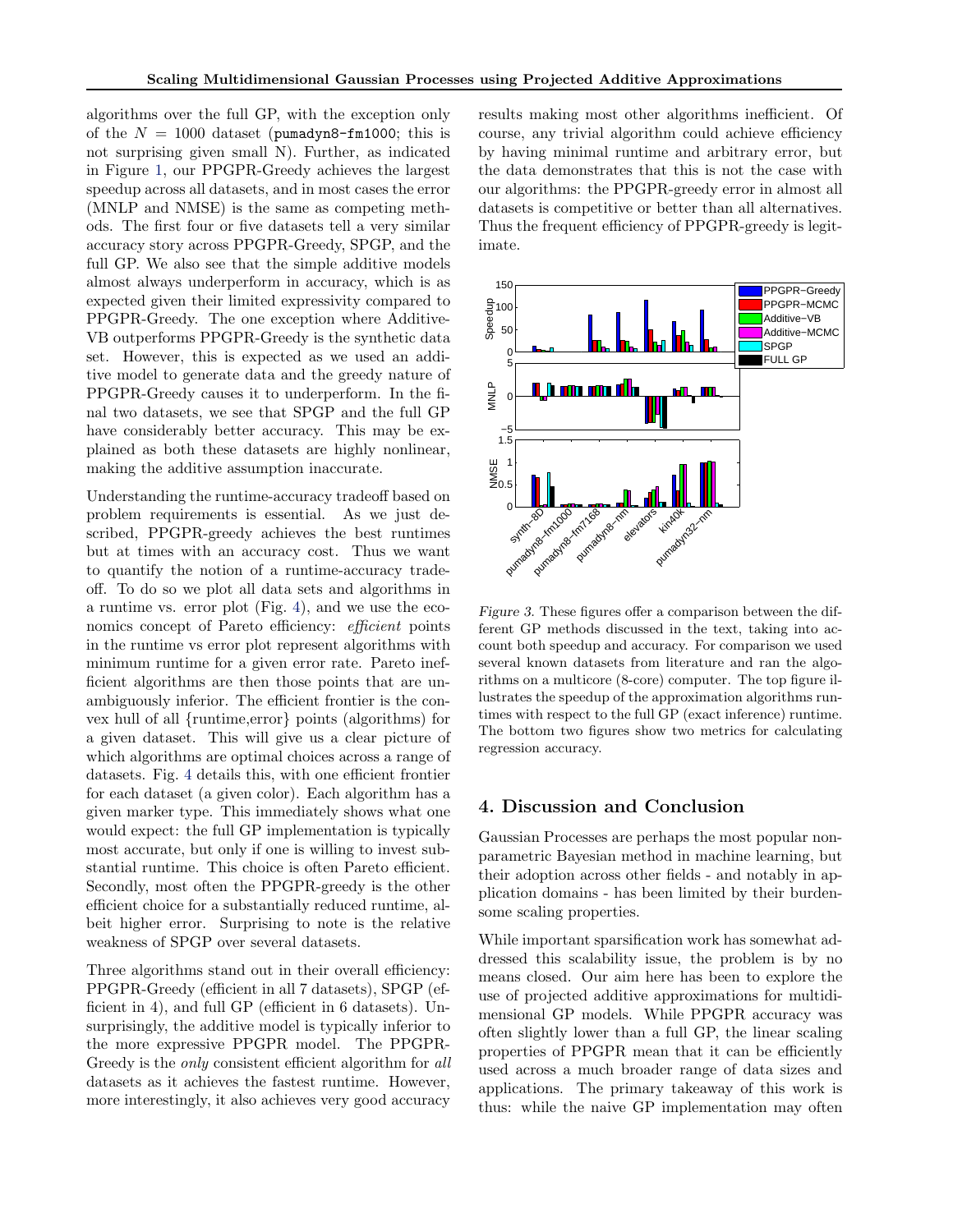algorithms over the full GP, with the exception only of the $N = 1000$ dataset (pumadyn8-fm1000; this is not surprising given small N). Further, as indicated in Figure 1, our PPGPR-Greedy achieves the largest speedup across all datasets, and in most cases the error (MNLP and NMSE) is the same as competing methods. The first four or five datasets tell a very similar accuracy story across PPGPR-Greedy, SPGP, and the full GP. We also see that the simple additive models almost always underperform in accuracy, which is as expected given their limited expressivity compared to PPGPR-Greedy. The one exception where Additive-VB outperforms PPGPR-Greedy is the synthetic data set. However, this is expected as we used an additive model to generate data and the greedy nature of PPGPR-Greedy causes it to underperform. In the final two datasets, we see that SPGP and the full GP have considerably better accuracy. This may be explained as both these datasets are highly nonlinear, making the additive assumption inaccurate.

Understanding the runtime-accuracy tradeoff based on problem requirements is essential. As we just described, PPGPR-greedy achieves the best runtimes but at times with an accuracy cost. Thus we want to quantify the notion of a runtime-accuracy tradeoff. To do so we plot all data sets and algorithms in a runtime vs. error plot (Fig. 4), and we use the economics concept of Pareto efficiency: *efficient* points in the runtime vs error plot represent algorithms with minimum runtime for a given error rate. Pareto inefficient algorithms are then those points that are unambiguously inferior. The efficient frontier is the convex hull of all {runtime,error} points (algorithms) for a given dataset. This will give us a clear picture of which algorithms are optimal choices across a range of datasets. Fig. 4 details this, with one efficient frontier for each dataset (a given color). Each algorithm has a given marker type. This immediately shows what one would expect: the full GP implementation is typically most accurate, but only if one is willing to invest substantial runtime. This choice is often Pareto efficient. Secondly, most often the PPGPR-greedy is the other efficient choice for a substantially reduced runtime, albeit higher error. Surprising to note is the relative weakness of SPGP over several datasets.

Three algorithms stand out in their overall efficiency: PPGPR-Greedy (efficient in all 7 datasets), SPGP (efficient in 4), and full GP (efficient in 6 datasets). Unsurprisingly, the additive model is typically inferior to the more expressive PPGPR model. The PPGPR-Greedy is the *only* consistent efficient algorithm for *all* datasets as it achieves the fastest runtime. However, more interestingly, it also achieves very good accuracy results making most other algorithms inefficient. Of course, any trivial algorithm could achieve efficiency by having minimal runtime and arbitrary error, but the data demonstrates that this is not the case with our algorithms: the PPGPR-greedy error in almost all datasets is competitive or better than all alternatives. Thus the frequent efficiency of PPGPR-greedy is legitimate.

*Figure 3.* These figures offer a comparison between the different GP methods discussed in the text, taking into account both speedup and accuracy. For comparison we used several known datasets from literature and ran the algorithms on a multicore (8-core) computer. The top figure illustrates the speedup of the approximation algorithms runtimes with respect to the full GP (exact inference) runtime. The bottom two figures show two metrics for calculating regression accuracy.

## 4. Discussion and Conclusion

Gaussian Processes are perhaps the most popular nonparametric Bayesian method in machine learning, but their adoption across other fields - and notably in application domains - has been limited by their burdensome scaling properties.

While important sparsification work has somewhat addressed this scalability issue, the problem is by no means closed. Our aim here has been to explore the use of projected additive approximations for multidimensional GP models. While PPGPR accuracy was often slightly lower than a full GP, the linear scaling properties of PPGPR mean that it can be efficiently used across a much broader range of data sizes and applications. The primary takeaway of this work is thus: while the naive GP implementation may often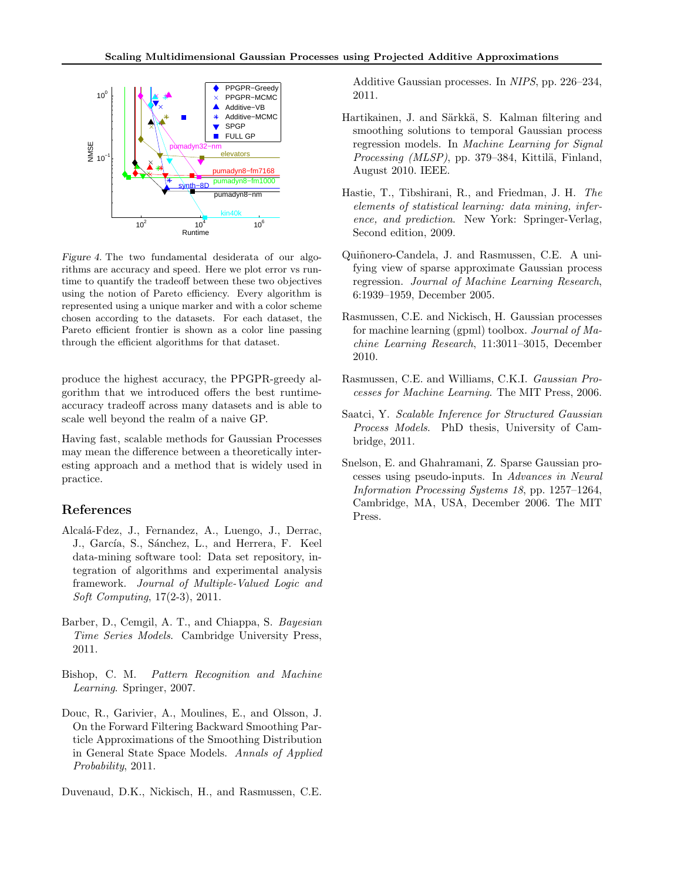PPGPR−Greedy
PPGPR−MCMC
Additive−VB
Additive−MCMC
SPGP
FULL GP

NMSE

$10^0$

$10^{-1}$

$10^2$

$10^4$

$10^6$

Runtime

pumadyn32−nm

elevators

pumadyn8−fm7168

pumadyn8−fm1000

synth−8D

pumadyn8−nm

kin40k

*Figure 4.* The two fundamental desiderata of our algorithms are accuracy and speed. Here we plot error vs runtime to quantify the tradeoff between these two objectives using the notion of Pareto efficiency. Every algorithm is represented using a unique marker and with a color scheme chosen according to the datasets. For each dataset, the Pareto efficient frontier is shown as a color line passing through the efficient algorithms for that dataset.

produce the highest accuracy, the PPGPR-greedy algorithm that we introduced offers the best runtime-accuracy tradeoff across many datasets and is able to scale well beyond the realm of a naive GP.

Having fast, scalable methods for Gaussian Processes may mean the difference between a theoretically interesting approach and a method that is widely used in practice.

## References

Alcalá-Fdez, J., Fernandez, A., Luengo, J., Derrac, J., García, S., Sánchez, L., and Herrera, F. Keel data-mining software tool: Data set repository, integration of algorithms and experimental analysis framework. *Journal of Multiple-Valued Logic and Soft Computing*, 17(2-3), 2011.

Barber, D., Cemgil, A. T., and Chiappa, S. *Bayesian Time Series Models*. Cambridge University Press, 2011.

Bishop, C. M. *Pattern Recognition and Machine Learning*. Springer, 2007.

Douc, R., Garivier, A., Moulines, E., and Olsson, J. On the Forward Filtering Backward Smoothing Particle Approximations of the Smoothing Distribution in General State Space Models. *Annals of Applied Probability*, 2011.

Duvenaud, D.K., Nickisch, H., and Rasmussen, C.E. Additive Gaussian processes. In *NIPS*, pp. 226–234, 2011.

Hartikainen, J. and Särkkä, S. Kalman filtering and smoothing solutions to temporal Gaussian process regression models. In *Machine Learning for Signal Processing (MLSP)*, pp. 379–384, Kittilä, Finland, August 2010. IEEE.

Hastie, T., Tibshirani, R., and Friedman, J. H. *The elements of statistical learning: data mining, inference, and prediction*. New York: Springer-Verlag, Second edition, 2009.

Quiñonero-Candela, J. and Rasmussen, C.E. A unifying view of sparse approximate Gaussian process regression. *Journal of Machine Learning Research*, 6:1939–1959, December 2005.

Rasmussen, C.E. and Nickisch, H. Gaussian processes for machine learning (gpml) toolbox. *Journal of Machine Learning Research*, 11:3011–3015, December 2010.

Rasmussen, C.E. and Williams, C.K.I. *Gaussian Processes for Machine Learning*. The MIT Press, 2006.

Saatci, Y. *Scalable Inference for Structured Gaussian Process Models*. PhD thesis, University of Cambridge, 2011.

Snelson, E. and Ghahramani, Z. Sparse Gaussian processes using pseudo-inputs. In *Advances in Neural Information Processing Systems 18*, pp. 1257–1264, Cambridge, MA, USA, December 2006. The MIT Press.